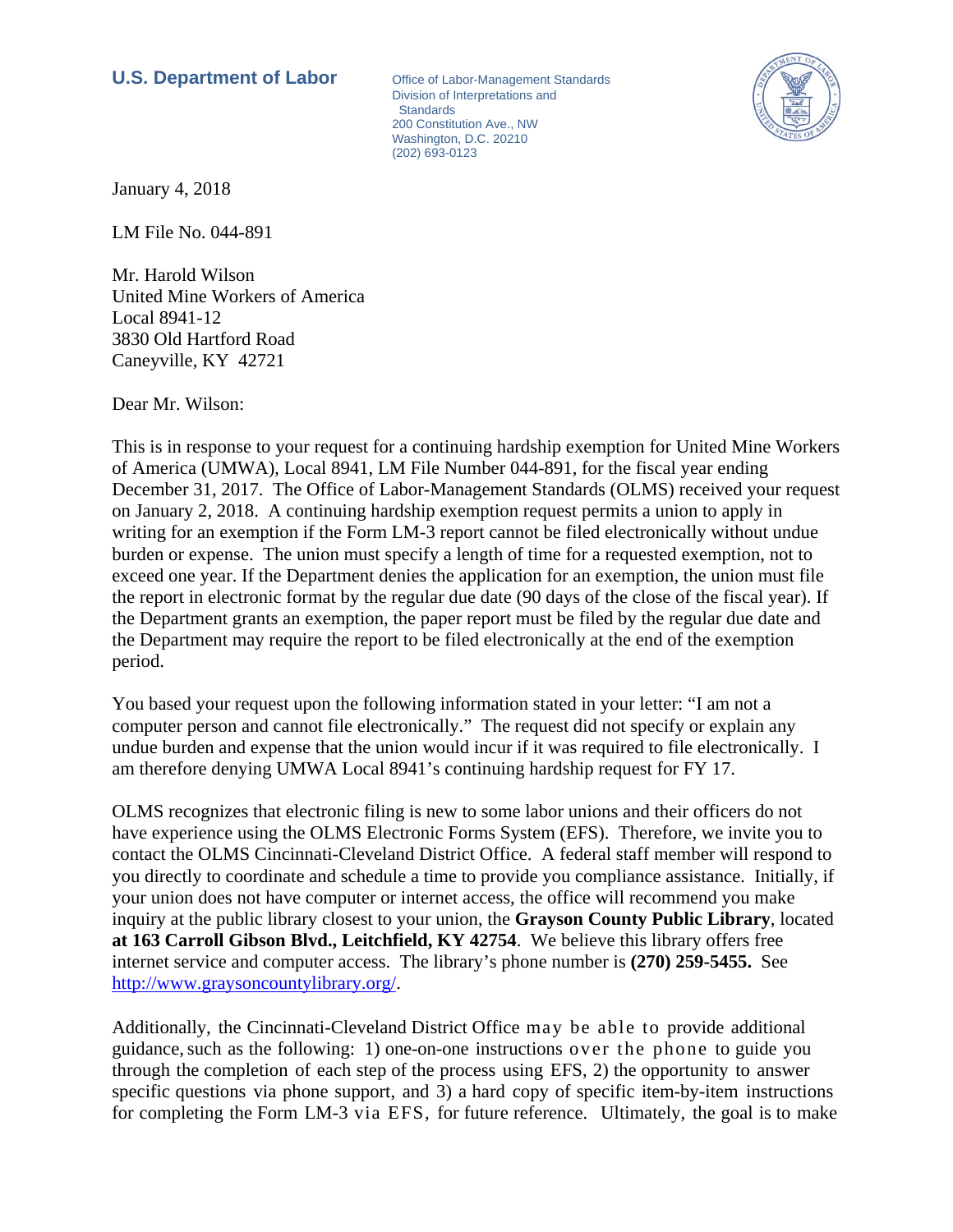**U.S. Department of Labor**

Office of Labor-Management Standards
Division of Interpretations and Standards
200 Constitution Ave., NW
Washington, D.C. 20210
(202) 693-0123

January 4, 2018

LM File No. 044-891

Mr. Harold Wilson
United Mine Workers of America
Local 8941-12
3830 Old Hartford Road
Caneyville, KY 42721

Dear Mr. Wilson:

This is in response to your request for a continuing hardship exemption for United Mine Workers of America (UMWA), Local 8941, LM File Number 044-891, for the fiscal year ending December 31, 2017. The Office of Labor-Management Standards (OLMS) received your request on January 2, 2018. A continuing hardship exemption request permits a union to apply in writing for an exemption if the Form LM-3 report cannot be filed electronically without undue burden or expense. The union must specify a length of time for a requested exemption, not to exceed one year. If the Department denies the application for an exemption, the union must file the report in electronic format by the regular due date (90 days of the close of the fiscal year). If the Department grants an exemption, the paper report must be filed by the regular due date and the Department may require the report to be filed electronically at the end of the exemption period.

You based your request upon the following information stated in your letter: "I am not a computer person and cannot file electronically." The request did not specify or explain any undue burden and expense that the union would incur if it was required to file electronically. I am therefore denying UMWA Local 8941's continuing hardship request for FY 17.

OLMS recognizes that electronic filing is new to some labor unions and their officers do not have experience using the OLMS Electronic Forms System (EFS). Therefore, we invite you to contact the OLMS Cincinnati-Cleveland District Office. A federal staff member will respond to you directly to coordinate and schedule a time to provide you compliance assistance. Initially, if your union does not have computer or internet access, the office will recommend you make inquiry at the public library closest to your union, the **Grayson County Public Library**, located **at 163 Carroll Gibson Blvd., Leitchfield, KY 42754**. We believe this library offers free internet service and computer access. The library's phone number is **(270) 259-5455.** See http://www.graysoncountylibrary.org/.

Additionally, the Cincinnati-Cleveland District Office may be able to provide additional guidance, such as the following: 1) one-on-one instructions over the phone to guide you through the completion of each step of the process using EFS, 2) the opportunity to answer specific questions via phone support, and 3) a hard copy of specific item-by-item instructions for completing the Form LM-3 via EFS, for future reference. Ultimately, the goal is to make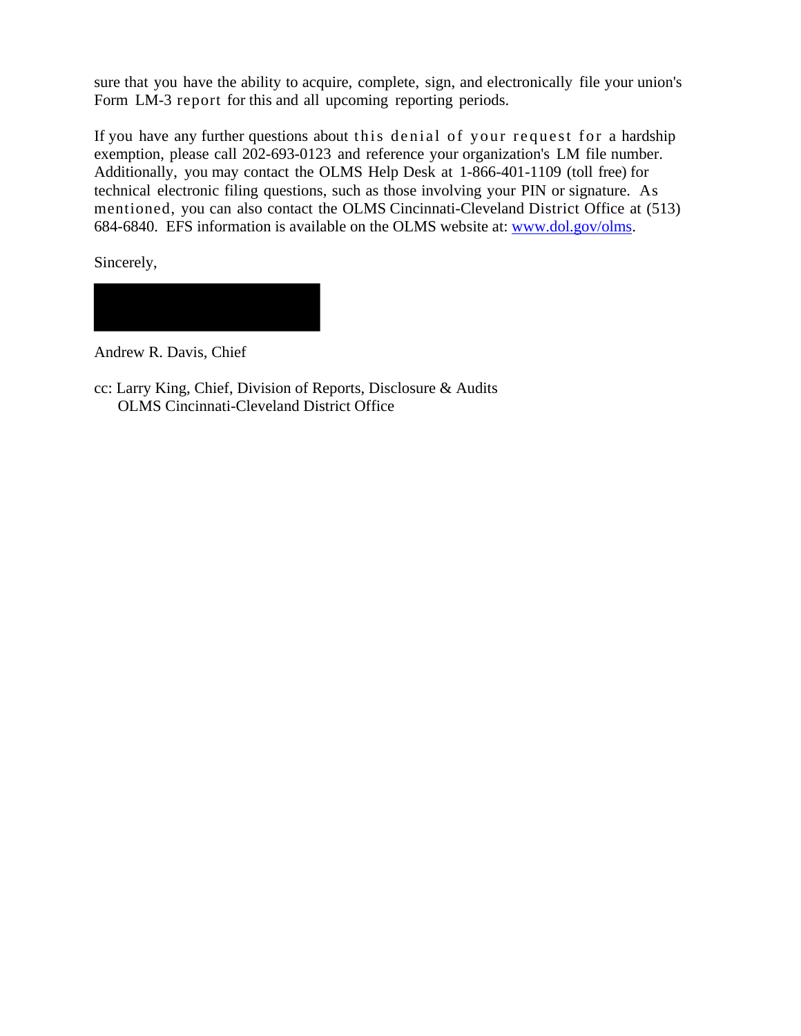sure that you have the ability to acquire, complete, sign, and electronically file your union's Form LM-3 report for this and all upcoming reporting periods.

If you have any further questions about this denial of your request for a hardship exemption, please call 202-693-0123 and reference your organization's LM file number. Additionally, you may contact the OLMS Help Desk at 1-866-401-1109 (toll free) for technical electronic filing questions, such as those involving your PIN or signature. As mentioned, you can also contact the OLMS Cincinnati-Cleveland District Office at (513) 684-6840. EFS information is available on the OLMS website at: [www.dol.gov/olms](http://www.dol.gov/olms).

Sincerely,

Andrew R. Davis, Chief

cc: Larry King, Chief, Division of Reports, Disclosure & Audits
OLMS Cincinnati-Cleveland District Office